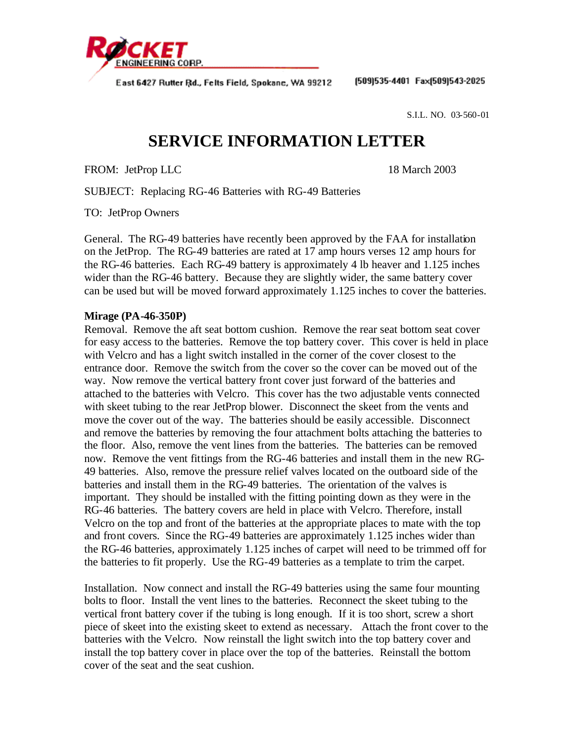**ROCKET ENGINEERING CORP.**

East 6427 Rutter Rd., Felts Field, Spokane, WA 99212 (509)535-4401 Fax(509)543-2025

S.I.L. NO. 03-560-01

# SERVICE INFORMATION LETTER

FROM: JetProp LLC 18 March 2003

SUBJECT: Replacing RG-46 Batteries with RG-49 Batteries

TO: JetProp Owners

General. The RG-49 batteries have recently been approved by the FAA for installation on the JetProp. The RG-49 batteries are rated at 17 amp hours verses 12 amp hours for the RG-46 batteries. Each RG-49 battery is approximately 4 lb heaver and 1.125 inches wider than the RG-46 battery. Because they are slightly wider, the same battery cover can be used but will be moved forward approximately 1.125 inches to cover the batteries.

**Mirage (PA-46-350P)**

Removal. Remove the aft seat bottom cushion. Remove the rear seat bottom seat cover for easy access to the batteries. Remove the top battery cover. This cover is held in place with Velcro and has a light switch installed in the corner of the cover closest to the entrance door. Remove the switch from the cover so the cover can be moved out of the way. Now remove the vertical battery front cover just forward of the batteries and attached to the batteries with Velcro. This cover has the two adjustable vents connected with skeet tubing to the rear JetProp blower. Disconnect the skeet from the vents and move the cover out of the way. The batteries should be easily accessible. Disconnect and remove the batteries by removing the four attachment bolts attaching the batteries to the floor. Also, remove the vent lines from the batteries. The batteries can be removed now. Remove the vent fittings from the RG-46 batteries and install them in the new RG-49 batteries. Also, remove the pressure relief valves located on the outboard side of the batteries and install them in the RG-49 batteries. The orientation of the valves is important. They should be installed with the fitting pointing down as they were in the RG-46 batteries. The battery covers are held in place with Velcro. Therefore, install Velcro on the top and front of the batteries at the appropriate places to mate with the top and front covers. Since the RG-49 batteries are approximately 1.125 inches wider than the RG-46 batteries, approximately 1.125 inches of carpet will need to be trimmed off for the batteries to fit properly. Use the RG-49 batteries as a template to trim the carpet.

Installation. Now connect and install the RG-49 batteries using the same four mounting bolts to floor. Install the vent lines to the batteries. Reconnect the skeet tubing to the vertical front battery cover if the tubing is long enough. If it is too short, screw a short piece of skeet into the existing skeet to extend as necessary. Attach the front cover to the batteries with the Velcro. Now reinstall the light switch into the top battery cover and install the top battery cover in place over the top of the batteries. Reinstall the bottom cover of the seat and the seat cushion.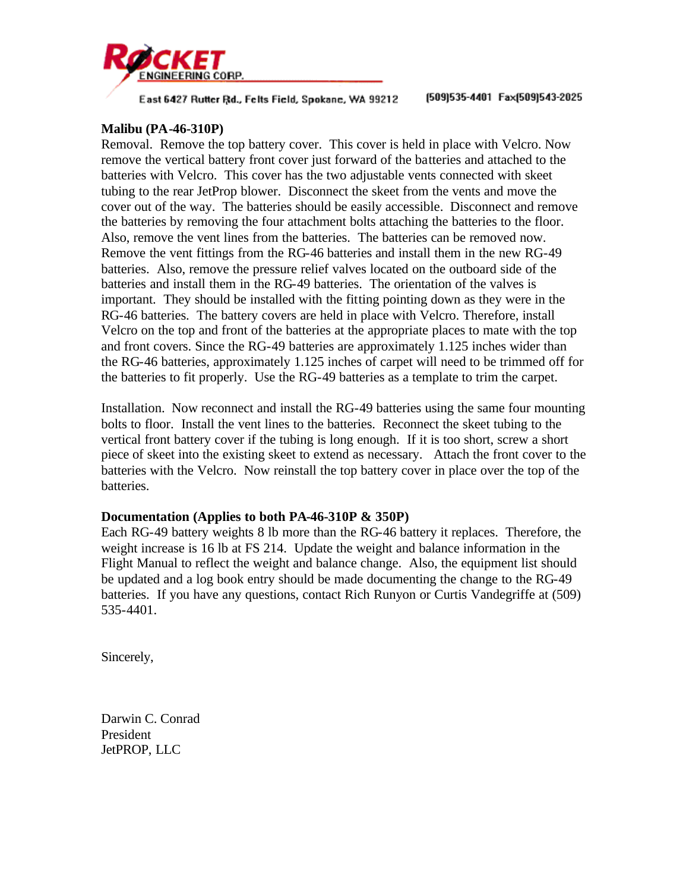ROCKET ENGINEERING CORP.

East 6427 Rutter Rd., Felts Field, Spokane, WA 99212 (509)535-4401 Fax(509)543-2025

**Malibu (PA-46-310P)**

Removal. Remove the top battery cover. This cover is held in place with Velcro. Now remove the vertical battery front cover just forward of the batteries and attached to the batteries with Velcro. This cover has the two adjustable vents connected with skeet tubing to the rear JetProp blower. Disconnect the skeet from the vents and move the cover out of the way. The batteries should be easily accessible. Disconnect and remove the batteries by removing the four attachment bolts attaching the batteries to the floor. Also, remove the vent lines from the batteries. The batteries can be removed now. Remove the vent fittings from the RG-46 batteries and install them in the new RG-49 batteries. Also, remove the pressure relief valves located on the outboard side of the batteries and install them in the RG-49 batteries. The orientation of the valves is important. They should be installed with the fitting pointing down as they were in the RG-46 batteries. The battery covers are held in place with Velcro. Therefore, install Velcro on the top and front of the batteries at the appropriate places to mate with the top and front covers. Since the RG-49 batteries are approximately 1.125 inches wider than the RG-46 batteries, approximately 1.125 inches of carpet will need to be trimmed off for the batteries to fit properly. Use the RG-49 batteries as a template to trim the carpet.

Installation. Now reconnect and install the RG-49 batteries using the same four mounting bolts to floor. Install the vent lines to the batteries. Reconnect the skeet tubing to the vertical front battery cover if the tubing is long enough. If it is too short, screw a short piece of skeet into the existing skeet to extend as necessary. Attach the front cover to the batteries with the Velcro. Now reinstall the top battery cover in place over the top of the batteries.

**Documentation (Applies to both PA-46-310P & 350P)**

Each RG-49 battery weights 8 lb more than the RG-46 battery it replaces. Therefore, the weight increase is 16 lb at FS 214. Update the weight and balance information in the Flight Manual to reflect the weight and balance change. Also, the equipment list should be updated and a log book entry should be made documenting the change to the RG-49 batteries. If you have any questions, contact Rich Runyon or Curtis Vandegriffe at (509) 535-4401.

Sincerely,

Darwin C. Conrad
President
JetPROP, LLC